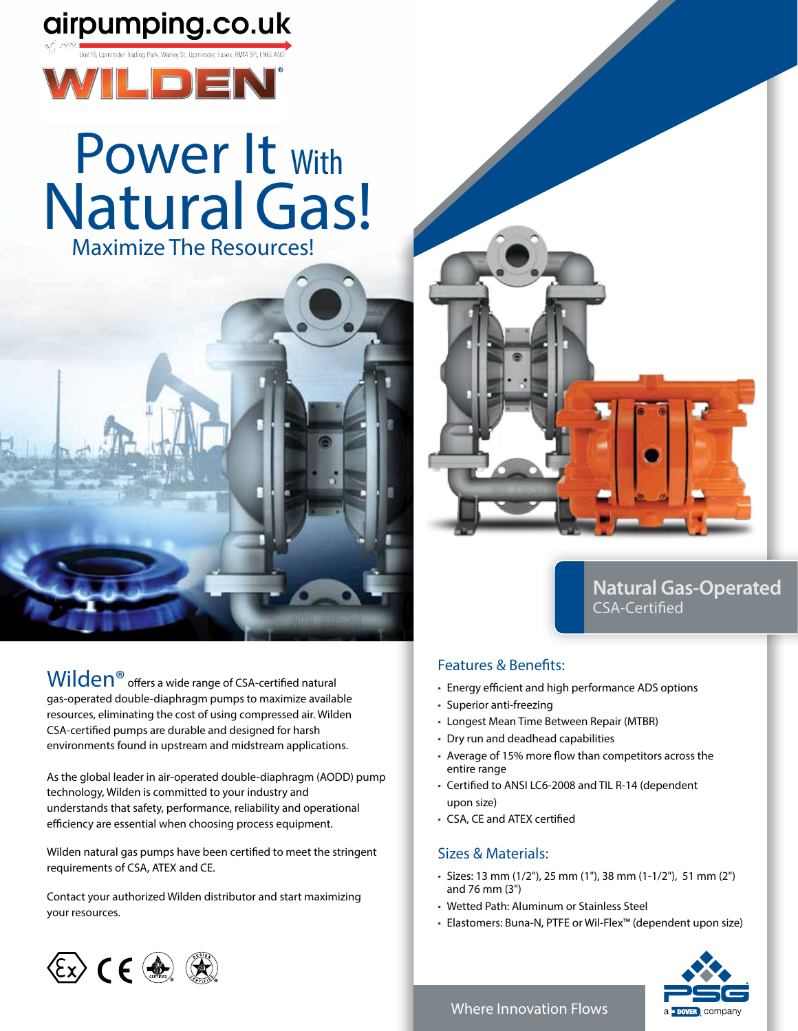airpumping.co.uk

est. 1979 Unit 16, Upminster Trading Park, Warley St, Upminster, Essex, RM14 3PJ, ENGLAND

WILDEN®

# Power It With Natural Gas!

## Maximize The Resources!

**Natural Gas-Operated**
CSA-Certified

Wilden® offers a wide range of CSA-certified natural gas-operated double-diaphragm pumps to maximize available resources, eliminating the cost of using compressed air. Wilden CSA-certified pumps are durable and designed for harsh environments found in upstream and midstream applications.

As the global leader in air-operated double-diaphragm (AODD) pump technology, Wilden is committed to your industry and understands that safety, performance, reliability and operational efficiency are essential when choosing process equipment.

Wilden natural gas pumps have been certified to meet the stringent requirements of CSA, ATEX and CE.

Contact your authorized Wilden distributor and start maximizing your resources.

### Features & Benefits:

- Energy efficient and high performance ADS options
- Superior anti-freezing
- Longest Mean Time Between Repair (MTBR)
- Dry run and deadhead capabilities
- Average of 15% more flow than competitors across the entire range
- Certified to ANSI LC6-2008 and TIL R-14 (dependent upon size)
- CSA, CE and ATEX certified

### Sizes & Materials:

- Sizes: 13 mm (1/2"), 25 mm (1"), 38 mm (1-1/2"), 51 mm (2") and 76 mm (3")
- Wetted Path: Aluminum or Stainless Steel
- Elastomers: Buna-N, PTFE or Wil-Flex™ (dependent upon size)

Where Innovation Flows

PSG a DOVER company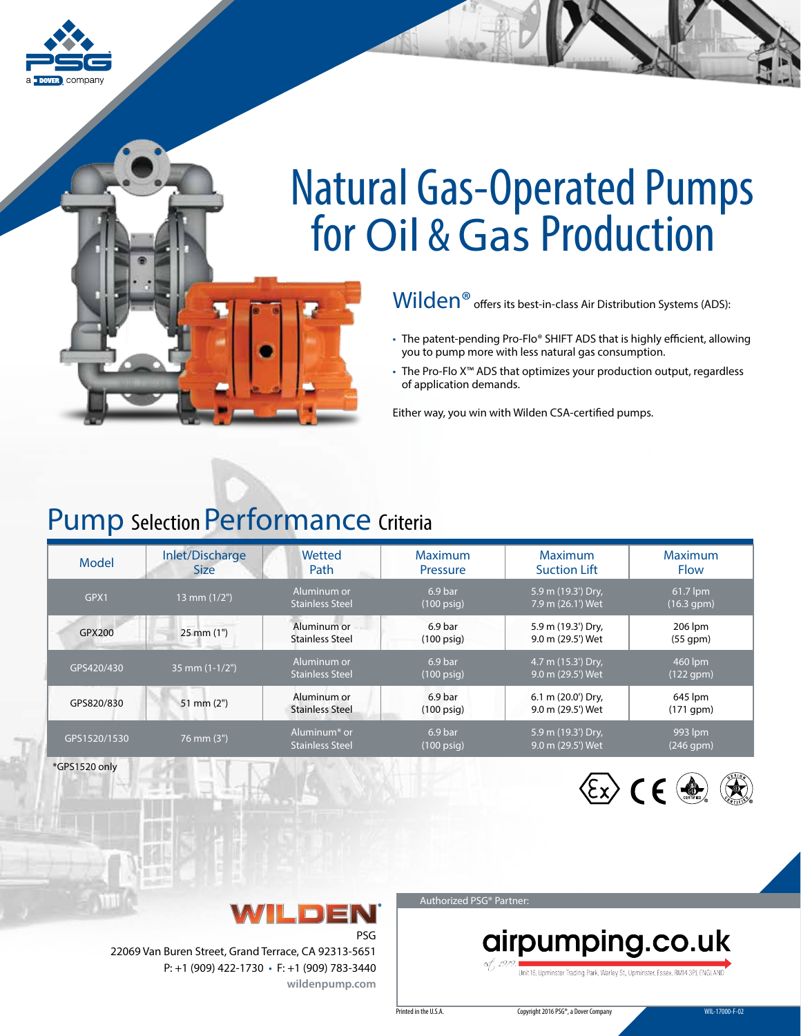# Natural Gas-Operated Pumps for Oil & Gas Production

**Wilden®** offers its best-in-class Air Distribution Systems (ADS):

- The patent-pending Pro-Flo® SHIFT ADS that is highly efficient, allowing you to pump more with less natural gas consumption.
- The Pro-Flo X™ ADS that optimizes your production output, regardless of application demands.

Either way, you win with Wilden CSA-certified pumps.

## Pump Selection Performance Criteria

| Model | Inlet/Discharge Size | Wetted Path | Maximum Pressure | Maximum Suction Lift | Maximum Flow |
|---|---|---|---|---|---|
| GPX1 | 13 mm (1/2") | Aluminum or Stainless Steel | 6.9 bar (100 psig) | 5.9 m (19.3') Dry, 7.9 m (26.1') Wet | 61.7 lpm (16.3 gpm) |
| GPX200 | 25 mm (1") | Aluminum or Stainless Steel | 6.9 bar (100 psig) | 5.9 m (19.3') Dry, 9.0 m (29.5') Wet | 206 lpm (55 gpm) |
| GPS420/430 | 35 mm (1-1/2") | Aluminum or Stainless Steel | 6.9 bar (100 psig) | 4.7 m (15.3') Dry, 9.0 m (29.5') Wet | 460 lpm (122 gpm) |
| GPS820/830 | 51 mm (2") | Aluminum or Stainless Steel | 6.9 bar (100 psig) | 6.1 m (20.0') Dry, 9.0 m (29.5') Wet | 645 lpm (171 gpm) |
| GPS1520/1530 | 76 mm (3") | Aluminum* or Stainless Steel | 6.9 bar (100 psig) | 5.9 m (19.3') Dry, 9.0 m (29.5') Wet | 993 lpm (246 gpm) |

*GPS1520 only

WILDEN
PSG
22069 Van Buren Street, Grand Terrace, CA 92313-5651
P: +1 (909) 422-1730 • F: +1 (909) 783-3440
wildenpump.com

Authorized PSG® Partner:

airpumping.co.uk
Unit 16, Upminster Trading Park, Warley St, Upminster, Essex, RM14 3PJ, ENGLAND

Printed in the U.S.A. Copyright 2016 PSG®, a Dover Company WIL-17000-F-02